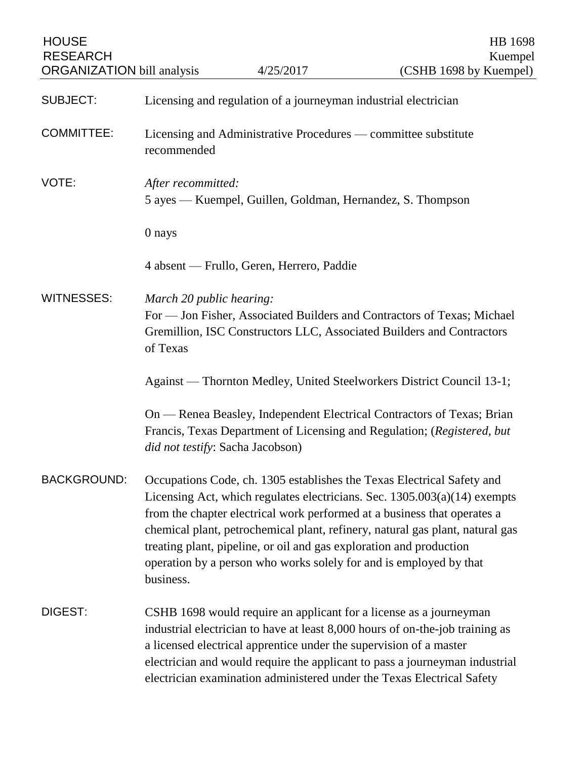HOUSE RESEARCH ORGANIZATION bill analysis

4/25/2017

HB 1698
Kuempel
(CSHB 1698 by Kuempel)

**SUBJECT:** Licensing and regulation of a journeyman industrial electrician

**COMMITTEE:** Licensing and Administrative Procedures — committee substitute recommended

**VOTE:** *After recommitted:*
5 ayes — Kuempel, Guillen, Goldman, Hernandez, S. Thompson

0 nays

4 absent — Frullo, Geren, Herrero, Paddie

**WITNESSES:** *March 20 public hearing:*
For — Jon Fisher, Associated Builders and Contractors of Texas; Michael Gremillion, ISC Constructors LLC, Associated Builders and Contractors of Texas

Against — Thornton Medley, United Steelworkers District Council 13-1;

On — Renea Beasley, Independent Electrical Contractors of Texas; Brian Francis, Texas Department of Licensing and Regulation; (*Registered, but did not testify*: Sacha Jacobson)

**BACKGROUND:** Occupations Code, ch. 1305 establishes the Texas Electrical Safety and Licensing Act, which regulates electricians. Sec. 1305.003(a)(14) exempts from the chapter electrical work performed at a business that operates a chemical plant, petrochemical plant, refinery, natural gas plant, natural gas treating plant, pipeline, or oil and gas exploration and production operation by a person who works solely for and is employed by that business.

**DIGEST:** CSHB 1698 would require an applicant for a license as a journeyman industrial electrician to have at least 8,000 hours of on-the-job training as a licensed electrical apprentice under the supervision of a master electrician and would require the applicant to pass a journeyman industrial electrician examination administered under the Texas Electrical Safety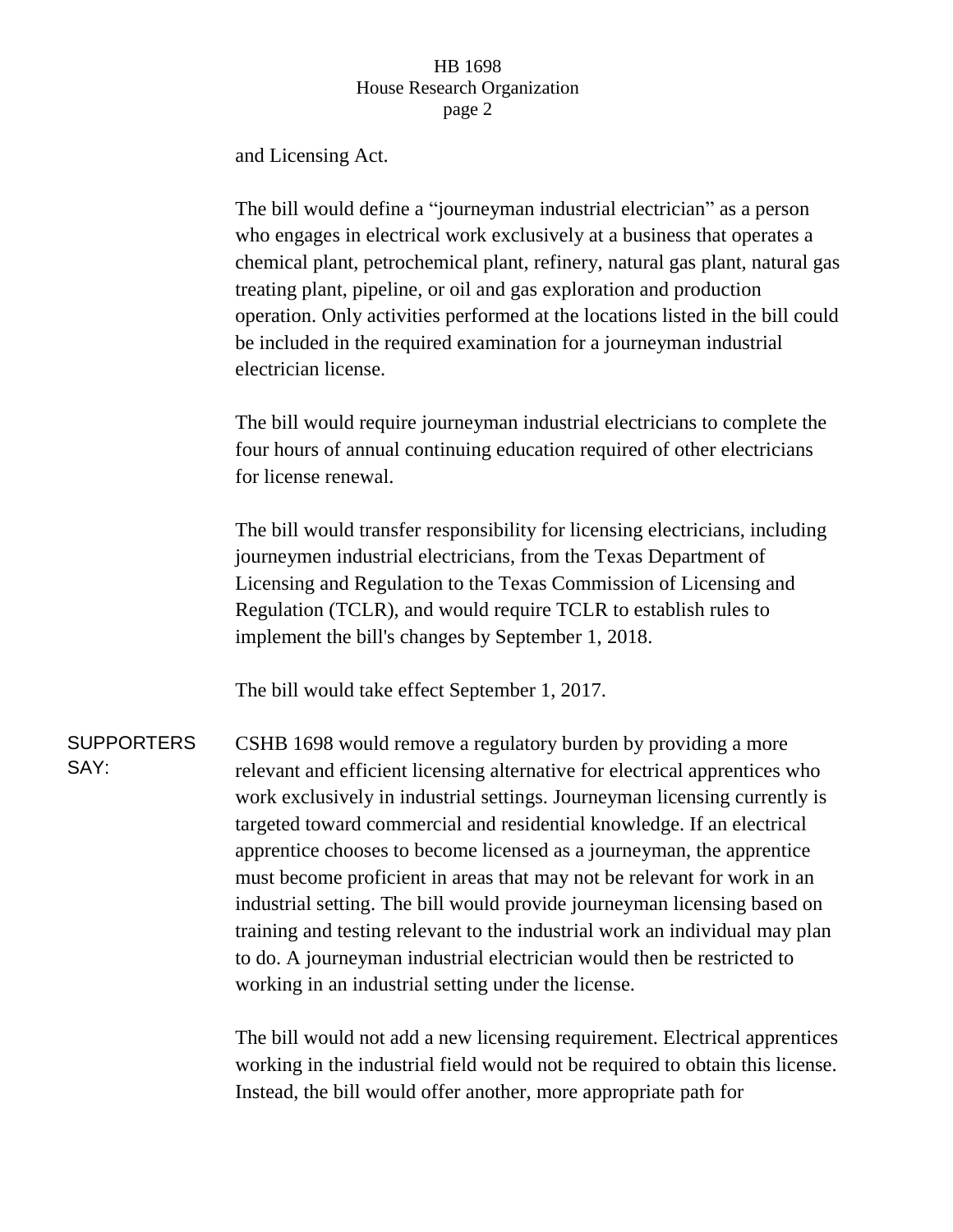and Licensing Act.

The bill would define a "journeyman industrial electrician" as a person who engages in electrical work exclusively at a business that operates a chemical plant, petrochemical plant, refinery, natural gas plant, natural gas treating plant, pipeline, or oil and gas exploration and production operation. Only activities performed at the locations listed in the bill could be included in the required examination for a journeyman industrial electrician license.

The bill would require journeyman industrial electricians to complete the four hours of annual continuing education required of other electricians for license renewal.

The bill would transfer responsibility for licensing electricians, including journeymen industrial electricians, from the Texas Department of Licensing and Regulation to the Texas Commission of Licensing and Regulation (TCLR), and would require TCLR to establish rules to implement the bill's changes by September 1, 2018.

The bill would take effect September 1, 2017.

**SUPPORTERS SAY:**

CSHB 1698 would remove a regulatory burden by providing a more relevant and efficient licensing alternative for electrical apprentices who work exclusively in industrial settings. Journeyman licensing currently is targeted toward commercial and residential knowledge. If an electrical apprentice chooses to become licensed as a journeyman, the apprentice must become proficient in areas that may not be relevant for work in an industrial setting. The bill would provide journeyman licensing based on training and testing relevant to the industrial work an individual may plan to do. A journeyman industrial electrician would then be restricted to working in an industrial setting under the license.

The bill would not add a new licensing requirement. Electrical apprentices working in the industrial field would not be required to obtain this license. Instead, the bill would offer another, more appropriate path for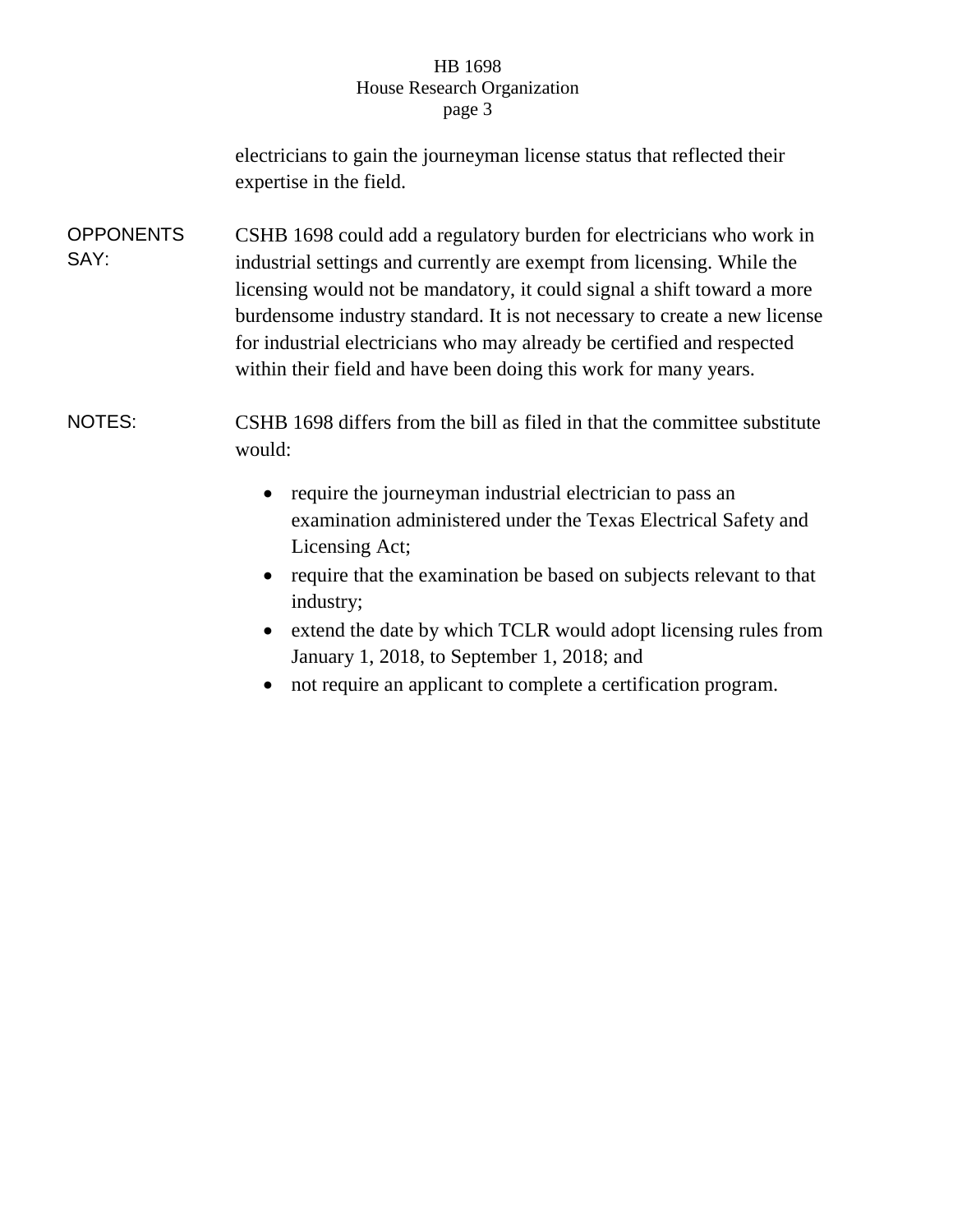electricians to gain the journeyman license status that reflected their expertise in the field.

**OPPONENTS SAY:** CSHB 1698 could add a regulatory burden for electricians who work in industrial settings and currently are exempt from licensing. While the licensing would not be mandatory, it could signal a shift toward a more burdensome industry standard. It is not necessary to create a new license for industrial electricians who may already be certified and respected within their field and have been doing this work for many years.

**NOTES:** CSHB 1698 differs from the bill as filed in that the committee substitute would:

- require the journeyman industrial electrician to pass an examination administered under the Texas Electrical Safety and Licensing Act;
- require that the examination be based on subjects relevant to that industry;
- extend the date by which TCLR would adopt licensing rules from January 1, 2018, to September 1, 2018; and
- not require an applicant to complete a certification program.